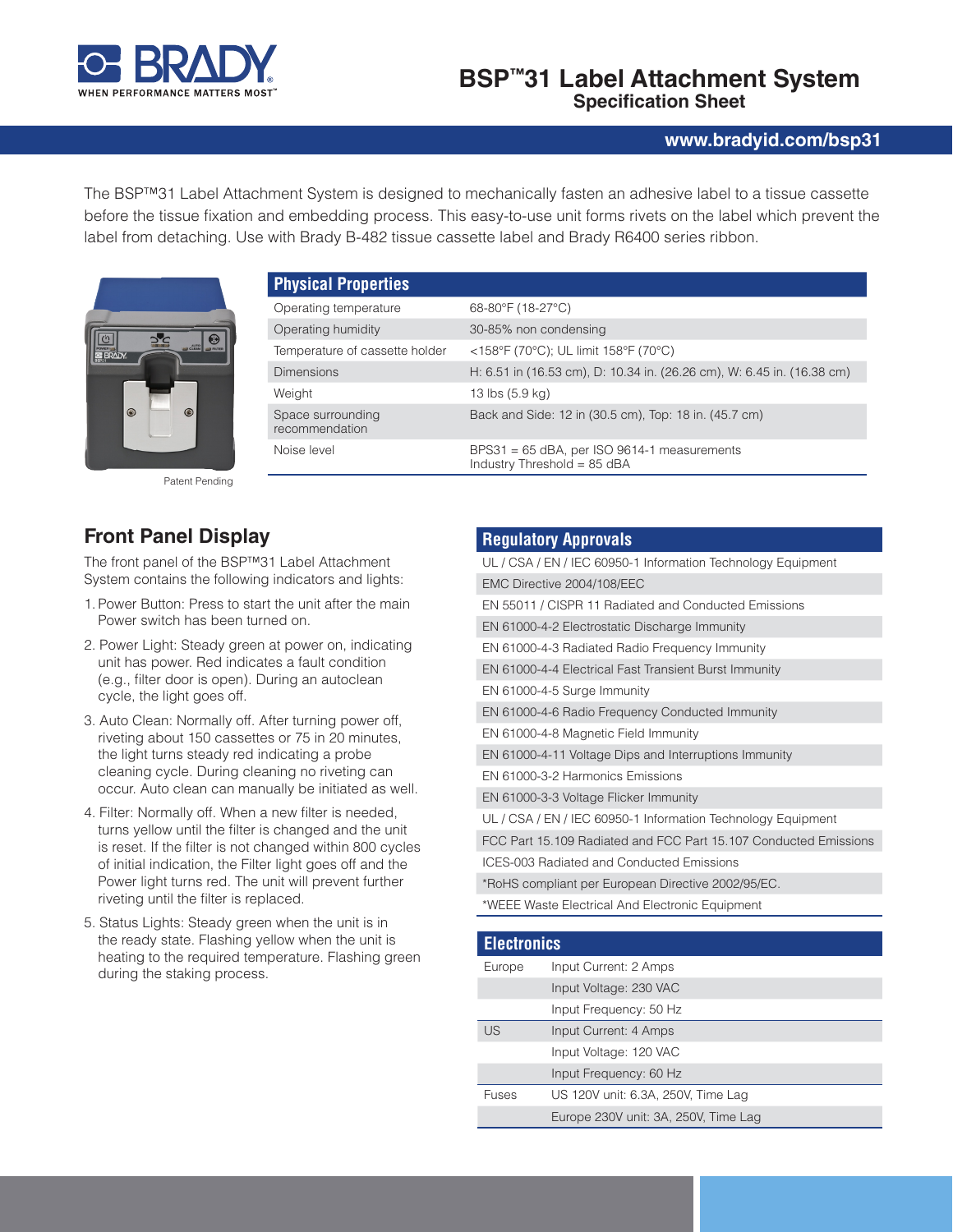# BSP™31 Label Attachment System

**Specification Sheet**

**www.bradyid.com/bsp31**

The BSP™31 Label Attachment System is designed to mechanically fasten an adhesive label to a tissue cassette before the tissue fixation and embedding process. This easy-to-use unit forms rivets on the label which prevent the label from detaching. Use with Brady B-482 tissue cassette label and Brady R6400 series ribbon.

Patent Pending

## Physical Properties

| Property | Value |
|---|---|
| Operating temperature | 68-80°F (18-27°C) |
| Operating humidity | 30-85% non condensing |
| Temperature of cassette holder | <158°F (70°C); UL limit 158°F (70°C) |
| Dimensions | H: 6.51 in (16.53 cm), D: 10.34 in. (26.26 cm), W: 6.45 in. (16.38 cm) |
| Weight | 13 lbs (5.9 kg) |
| Space surrounding recommendation | Back and Side: 12 in (30.5 cm), Top: 18 in. (45.7 cm) |
| Noise level | BPS31 = 65 dBA, per ISO 9614-1 measurements<br>Industry Threshold = 85 dBA |

## Front Panel Display

The front panel of the BSP™31 Label Attachment System contains the following indicators and lights:

1. Power Button: Press to start the unit after the main Power switch has been turned on.
2. Power Light: Steady green at power on, indicating unit has power. Red indicates a fault condition (e.g., filter door is open). During an autoclean cycle, the light goes off.
3. Auto Clean: Normally off. After turning power off, riveting about 150 cassettes or 75 in 20 minutes, the light turns steady red indicating a probe cleaning cycle. During cleaning no riveting can occur. Auto clean can manually be initiated as well.
4. Filter: Normally off. When a new filter is needed, turns yellow until the filter is changed and the unit is reset. If the filter is not changed within 800 cycles of initial indication, the Filter light goes off and the Power light turns red. The unit will prevent further riveting until the filter is replaced.
5. Status Lights: Steady green when the unit is in the ready state. Flashing yellow when the unit is heating to the required temperature. Flashing green during the staking process.

## Regulatory Approvals

| Regulatory Approvals |
|---|
| UL / CSA / EN / IEC 60950-1 Information Technology Equipment |
| EMC Directive 2004/108/EEC |
| EN 55011 / CISPR 11 Radiated and Conducted Emissions |
| EN 61000-4-2 Electrostatic Discharge Immunity |
| EN 61000-4-3 Radiated Radio Frequency Immunity |
| EN 61000-4-4 Electrical Fast Transient Burst Immunity |
| EN 61000-4-5 Surge Immunity |
| EN 61000-4-6 Radio Frequency Conducted Immunity |
| EN 61000-4-8 Magnetic Field Immunity |
| EN 61000-4-11 Voltage Dips and Interruptions Immunity |
| EN 61000-3-2 Harmonics Emissions |
| EN 61000-3-3 Voltage Flicker Immunity |
| UL / CSA / EN / IEC 60950-1 Information Technology Equipment |
| FCC Part 15.109 Radiated and FCC Part 15.107 Conducted Emissions |
| ICES-003 Radiated and Conducted Emissions |
| *RoHS compliant per European Directive 2002/95/EC. |
| *WEEE Waste Electrical And Electronic Equipment |

## Electronics

| Region | Specification |
|---|---|
| Europe | Input Current: 2 Amps |
| | Input Voltage: 230 VAC |
| | Input Frequency: 50 Hz |
| US | Input Current: 4 Amps |
| | Input Voltage: 120 VAC |
| | Input Frequency: 60 Hz |
| Fuses | US 120V unit: 6.3A, 250V, Time Lag |
| | Europe 230V unit: 3A, 250V, Time Lag |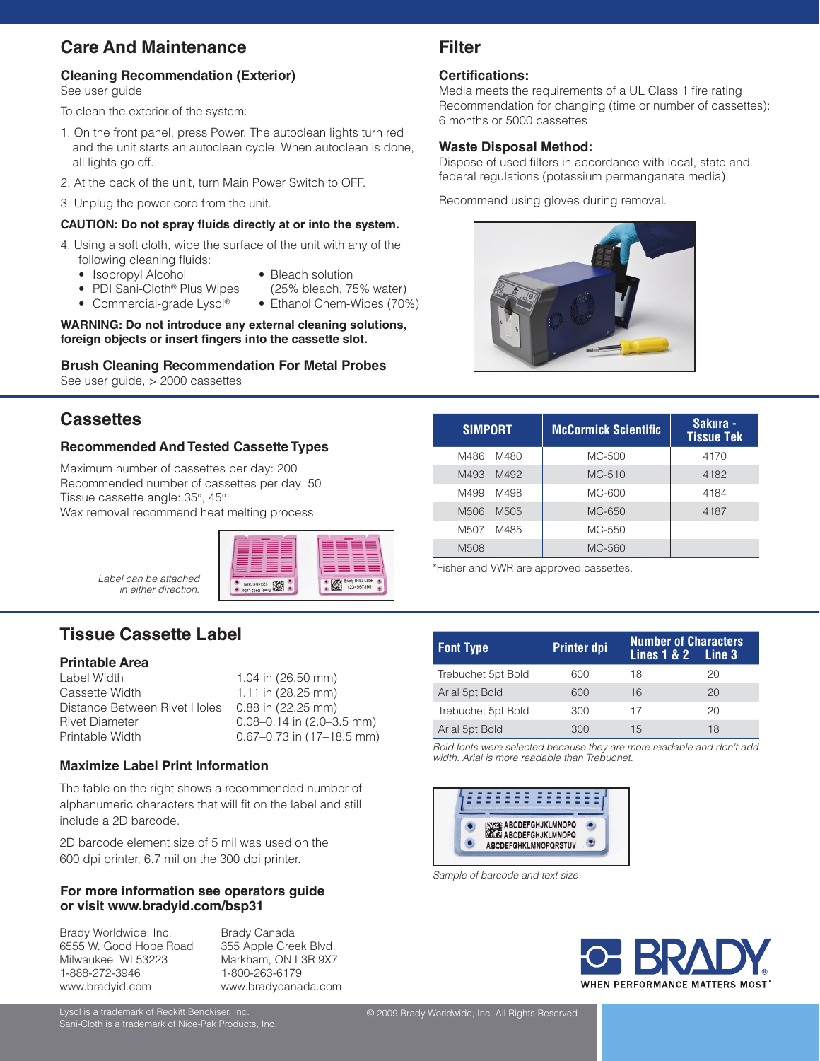## Care And Maintenance

### Cleaning Recommendation (Exterior)

See user guide

To clean the exterior of the system:

1. On the front panel, press Power. The autoclean lights turn red and the unit starts an autoclean cycle. When autoclean is done, all lights go off.
2. At the back of the unit, turn Main Power Switch to OFF.
3. Unplug the power cord from the unit.

**CAUTION: Do not spray fluids directly at or into the system.**

4. Using a soft cloth, wipe the surface of the unit with any of the following cleaning fluids:
   - Isopropyl Alcohol
   - PDI Sani-Cloth® Plus Wipes
   - Commercial-grade Lysol®
   - Bleach solution (25% bleach, 75% water)
   - Ethanol Chem-Wipes (70%)

**WARNING: Do not introduce any external cleaning solutions, foreign objects or insert fingers into the cassette slot.**

### Brush Cleaning Recommendation For Metal Probes

See user guide, > 2000 cassettes

## Filter

### Certifications:

Media meets the requirements of a UL Class 1 fire rating
Recommendation for changing (time or number of cassettes): 6 months or 5000 cassettes

### Waste Disposal Method:

Dispose of used filters in accordance with local, state and federal regulations (potassium permanganate media).

Recommend using gloves during removal.

## Cassettes

### Recommended And Tested Cassette Types

Maximum number of cassettes per day: 200
Recommended number of cassettes per day: 50
Tissue cassette angle: 35°, 45°
Wax removal recommend heat melting process

*Label can be attached in either direction.*

| SIMPORT | McCormick Scientific | Sakura - Tissue Tek |
|---|---|---|
| M486 M480 | MC-500 | 4170 |
| M493 M492 | MC-510 | 4182 |
| M499 M498 | MC-600 | 4184 |
| M506 M505 | MC-650 | 4187 |
| M507 M485 | MC-550 | |
| M508 | MC-560 | |

*Fisher and VWR are approved cassettes.

## Tissue Cassette Label

### Printable Area

| | |
|---|---|
| Label Width | 1.04 in (26.50 mm) |
| Cassette Width | 1.11 in (28.25 mm) |
| Distance Between Rivet Holes | 0.88 in (22.25 mm) |
| Rivet Diameter | 0.08–0.14 in (2.0–3.5 mm) |
| Printable Width | 0.67–0.73 in (17–18.5 mm) |

### Maximize Label Print Information

The table on the right shows a recommended number of alphanumeric characters that will fit on the label and still include a 2D barcode.

2D barcode element size of 5 mil was used on the 600 dpi printer, 6.7 mil on the 300 dpi printer.

| Font Type | Printer dpi | Number of Characters Lines 1 & 2 | Line 3 |
|---|---|---|---|
| Trebuchet 5pt Bold | 600 | 18 | 20 |
| Arial 5pt Bold | 600 | 16 | 20 |
| Trebuchet 5pt Bold | 300 | 17 | 20 |
| Arial 5pt Bold | 300 | 15 | 18 |

*Bold fonts were selected because they are more readable and don't add width. Arial is more readable than Trebuchet.*

ABCDEFGHJKLMNOPQ
ABCDEFGHJKLMNOPQ
ABCDEFGHKLMNOPQRSTUV

*Sample of barcode and text size*

### For more information see operators guide or visit www.bradyid.com/bsp31

Brady Worldwide, Inc.
6555 W. Good Hope Road
Milwaukee, WI 53223
1-888-272-3946
www.bradyid.com

Brady Canada
355 Apple Creek Blvd.
Markham, ON L3R 9X7
1-800-263-6179
www.bradycanada.com

BRADY
WHEN PERFORMANCE MATTERS MOST™

Lysol is a trademark of Reckitt Benckiser, Inc.
Sani-Cloth is a trademark of Nice-Pak Products, Inc.

© 2009 Brady Worldwide, Inc. All Rights Reserved